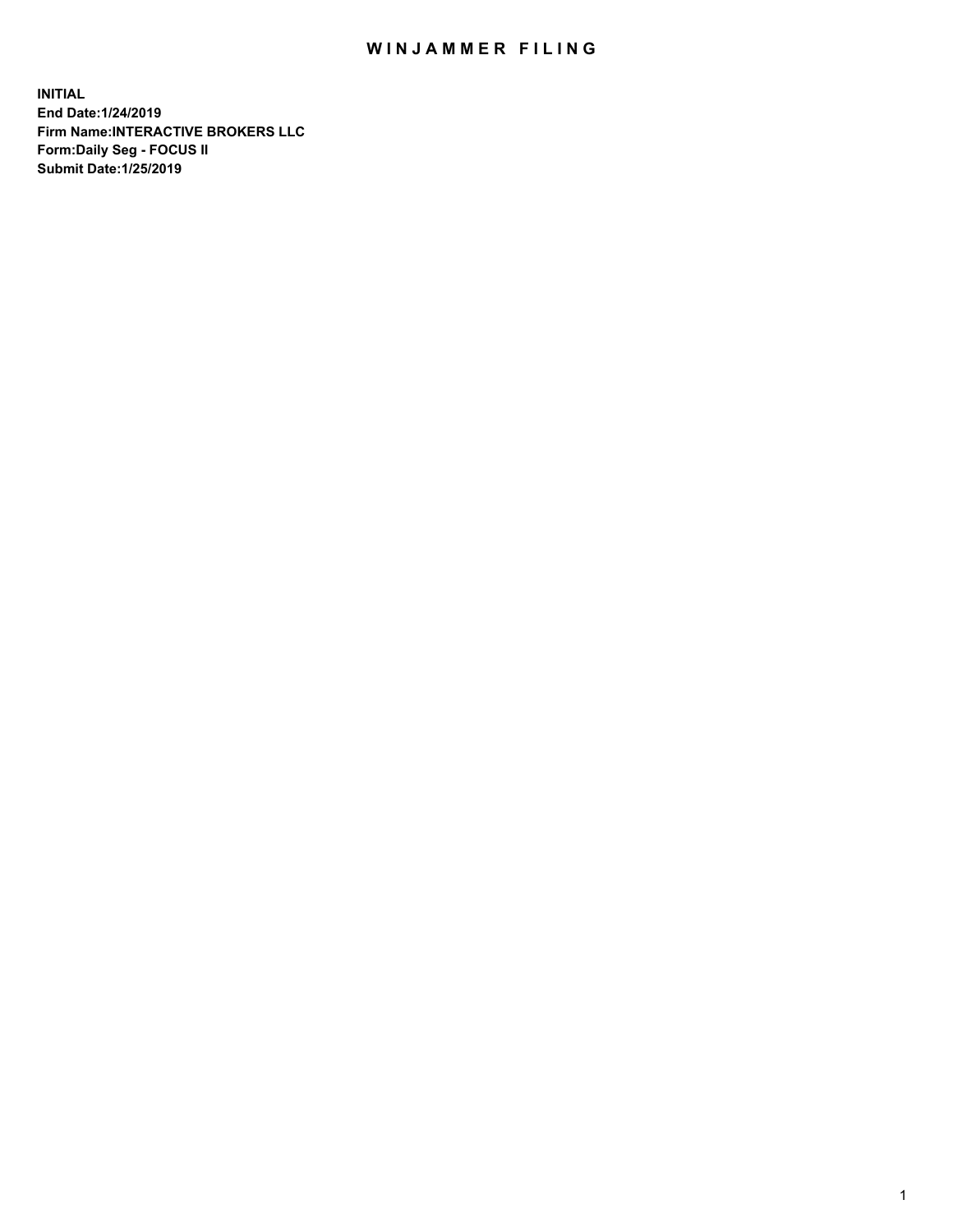# WINJAMMER FILING

**INITIAL**
**End Date:1/24/2019**
**Firm Name:INTERACTIVE BROKERS LLC**
**Form:Daily Seg - FOCUS II**
**Submit Date:1/25/2019**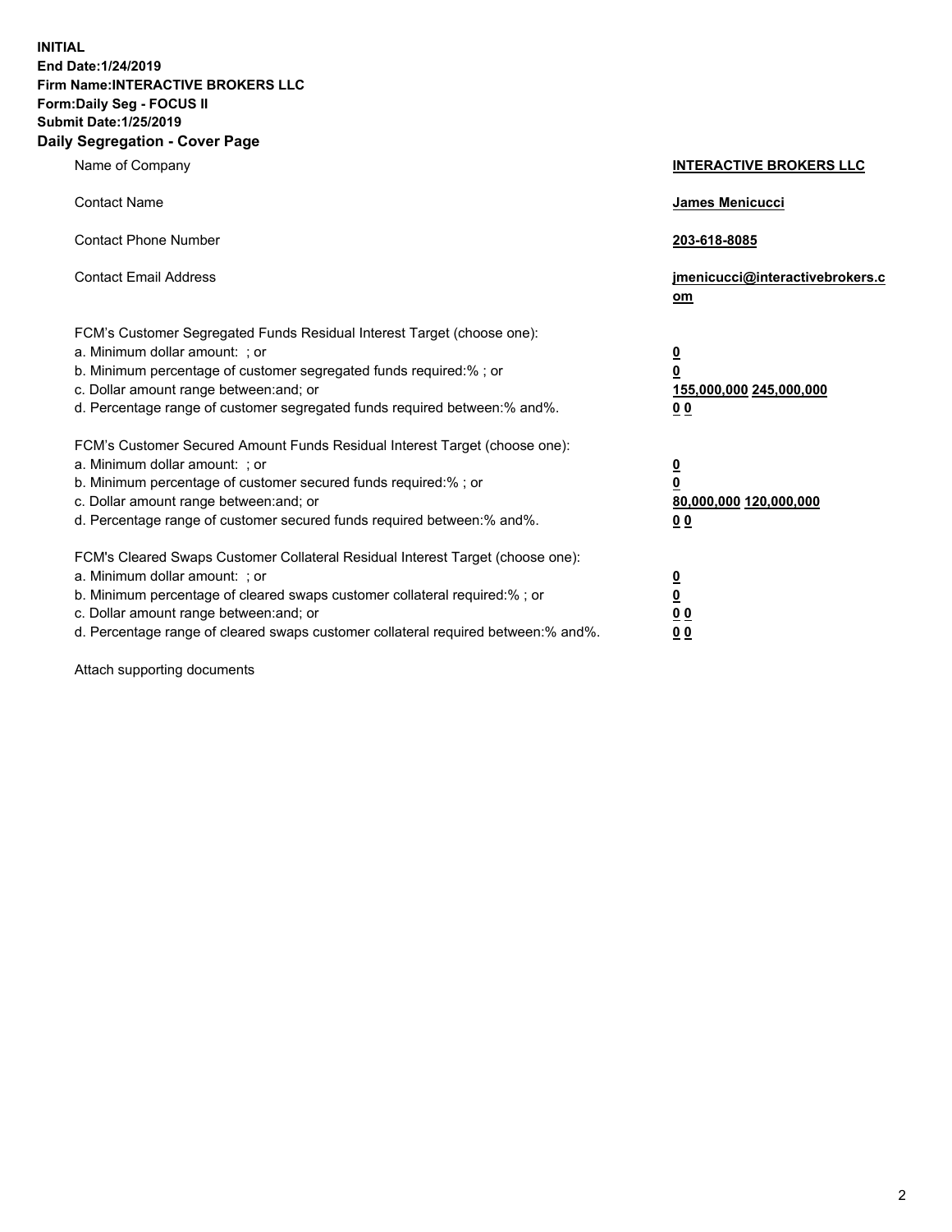**INITIAL**
**End Date:1/24/2019**
**Firm Name:INTERACTIVE BROKERS LLC**
**Form:Daily Seg - FOCUS II**
**Submit Date:1/25/2019**
**Daily Segregation - Cover Page**

| | |
|---|---|
| Name of Company | **INTERACTIVE BROKERS LLC** |
| Contact Name | **James Menicucci** |
| Contact Phone Number | **203-618-8085** |
| Contact Email Address | **jmenicucci@interactivebrokers.com** |
| FCM's Customer Segregated Funds Residual Interest Target (choose one): | |
| a. Minimum dollar amount: ; or | **0** |
| b. Minimum percentage of customer segregated funds required:% ; or | **0** |
| c. Dollar amount range between:and; or | **155,000,000 245,000,000** |
| d. Percentage range of customer segregated funds required between:% and%. | **0 0** |
| FCM's Customer Secured Amount Funds Residual Interest Target (choose one): | |
| a. Minimum dollar amount: ; or | **0** |
| b. Minimum percentage of customer secured funds required:% ; or | **0** |
| c. Dollar amount range between:and; or | **80,000,000 120,000,000** |
| d. Percentage range of customer secured funds required between:% and%. | **0 0** |
| FCM's Cleared Swaps Customer Collateral Residual Interest Target (choose one): | |
| a. Minimum dollar amount: ; or | **0** |
| b. Minimum percentage of cleared swaps customer collateral required:% ; or | **0** |
| c. Dollar amount range between:and; or | **0 0** |
| d. Percentage range of cleared swaps customer collateral required between:% and%. | **0 0** |

Attach supporting documents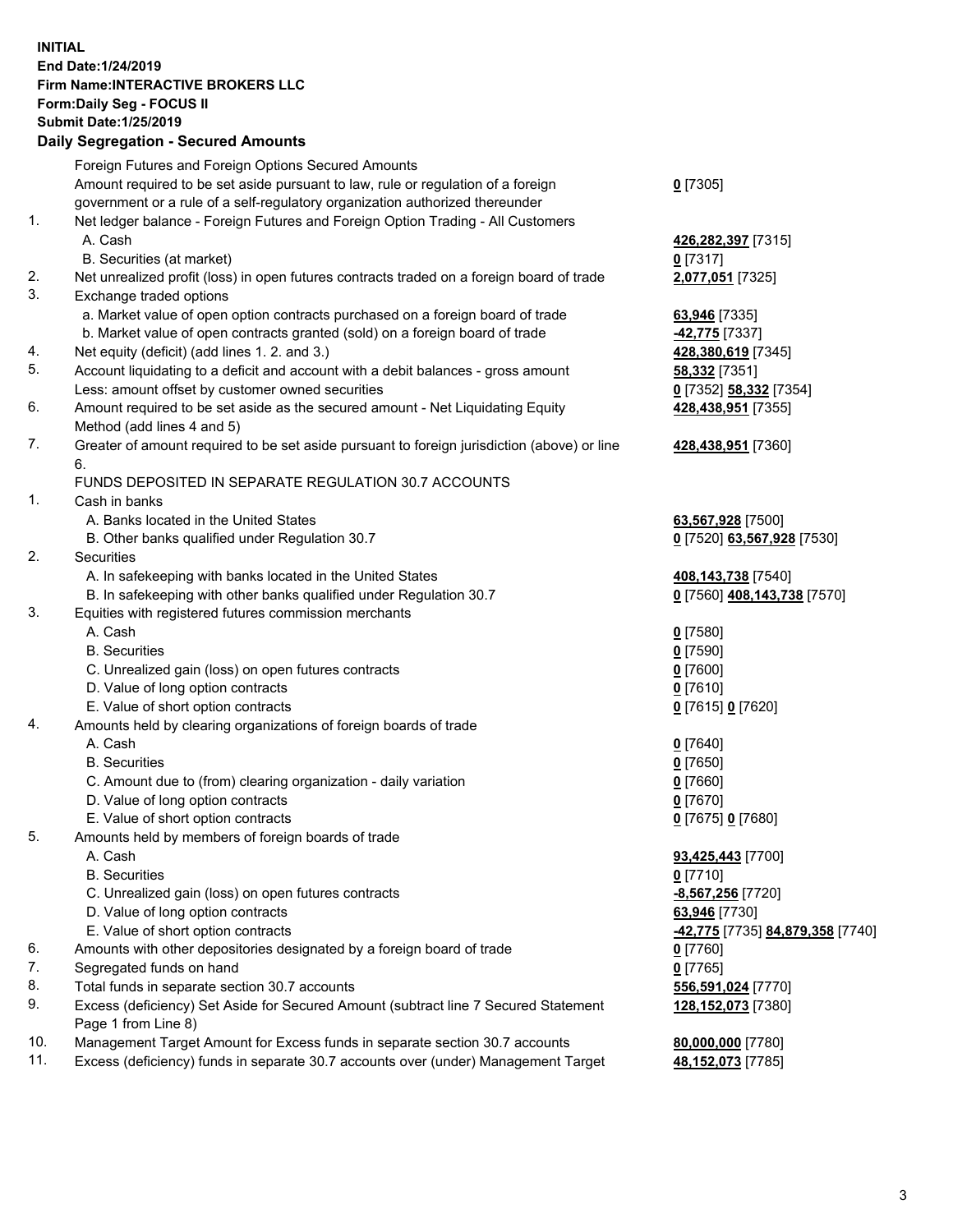**INITIAL**
**End Date:1/24/2019**
**Firm Name:INTERACTIVE BROKERS LLC**
**Form:Daily Seg - FOCUS II**
**Submit Date:1/25/2019**
**Daily Segregation - Secured Amounts**

| | | |
|---|---|---|
| | Foreign Futures and Foreign Options Secured Amounts | |
| | Amount required to be set aside pursuant to law, rule or regulation of a foreign government or a rule of a self-regulatory organization authorized thereunder | **0** [7305] |
| 1. | Net ledger balance - Foreign Futures and Foreign Option Trading - All Customers | |
| | A. Cash | **426,282,397** [7315] |
| | B. Securities (at market) | **0** [7317] |
| 2. | Net unrealized profit (loss) in open futures contracts traded on a foreign board of trade | **2,077,051** [7325] |
| 3. | Exchange traded options | |
| | a. Market value of open option contracts purchased on a foreign board of trade | **63,946** [7335] |
| | b. Market value of open contracts granted (sold) on a foreign board of trade | **-42,775** [7337] |
| 4. | Net equity (deficit) (add lines 1. 2. and 3.) | **428,380,619** [7345] |
| 5. | Account liquidating to a deficit and account with a debit balances - gross amount | **58,332** [7351] |
| | Less: amount offset by customer owned securities | **0** [7352] **58,332** [7354] |
| 6. | Amount required to be set aside as the secured amount - Net Liquidating Equity Method (add lines 4 and 5) | **428,438,951** [7355] |
| 7. | Greater of amount required to be set aside pursuant to foreign jurisdiction (above) or line 6. | **428,438,951** [7360] |
| | FUNDS DEPOSITED IN SEPARATE REGULATION 30.7 ACCOUNTS | |
| 1. | Cash in banks | |
| | A. Banks located in the United States | **63,567,928** [7500] |
| | B. Other banks qualified under Regulation 30.7 | **0** [7520] **63,567,928** [7530] |
| 2. | Securities | |
| | A. In safekeeping with banks located in the United States | **408,143,738** [7540] |
| | B. In safekeeping with other banks qualified under Regulation 30.7 | **0** [7560] **408,143,738** [7570] |
| 3. | Equities with registered futures commission merchants | |
| | A. Cash | **0** [7580] |
| | B. Securities | **0** [7590] |
| | C. Unrealized gain (loss) on open futures contracts | **0** [7600] |
| | D. Value of long option contracts | **0** [7610] |
| | E. Value of short option contracts | **0** [7615] **0** [7620] |
| 4. | Amounts held by clearing organizations of foreign boards of trade | |
| | A. Cash | **0** [7640] |
| | B. Securities | **0** [7650] |
| | C. Amount due to (from) clearing organization - daily variation | **0** [7660] |
| | D. Value of long option contracts | **0** [7670] |
| | E. Value of short option contracts | **0** [7675] **0** [7680] |
| 5. | Amounts held by members of foreign boards of trade | |
| | A. Cash | **93,425,443** [7700] |
| | B. Securities | **0** [7710] |
| | C. Unrealized gain (loss) on open futures contracts | **-8,567,256** [7720] |
| | D. Value of long option contracts | **63,946** [7730] |
| | E. Value of short option contracts | **-42,775** [7735] **84,879,358** [7740] |
| 6. | Amounts with other depositories designated by a foreign board of trade | **0** [7760] |
| 7. | Segregated funds on hand | **0** [7765] |
| 8. | Total funds in separate section 30.7 accounts | **556,591,024** [7770] |
| 9. | Excess (deficiency) Set Aside for Secured Amount (subtract line 7 Secured Statement Page 1 from Line 8) | **128,152,073** [7380] |
| 10. | Management Target Amount for Excess funds in separate section 30.7 accounts | **80,000,000** [7780] |
| 11. | Excess (deficiency) funds in separate 30.7 accounts over (under) Management Target | **48,152,073** [7785] |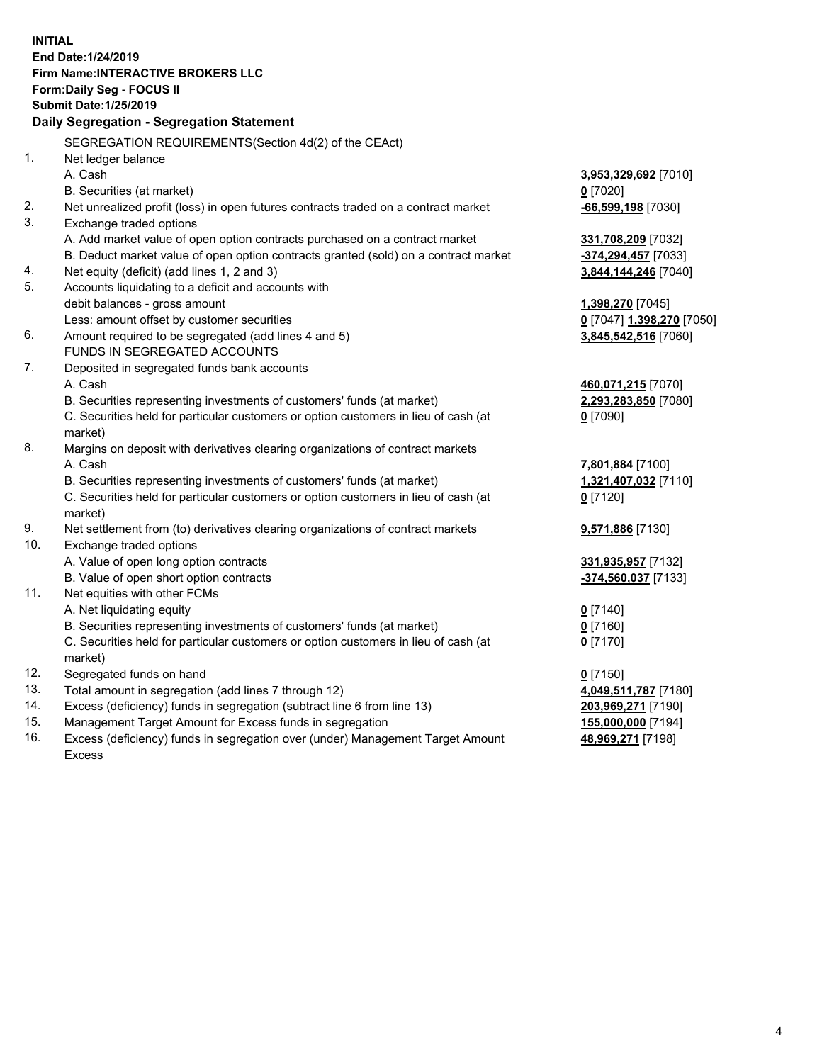**INITIAL**
**End Date:1/24/2019**
**Firm Name:INTERACTIVE BROKERS LLC**
**Form:Daily Seg - FOCUS II**
**Submit Date:1/25/2019**
**Daily Segregation - Segregation Statement**

| | | |
|---|---|---|
| | SEGREGATION REQUIREMENTS(Section 4d(2) of the CEAct) | |
| 1. | Net ledger balance | |
| | A. Cash | **3,953,329,692** [7010] |
| | B. Securities (at market) | **0** [7020] |
| 2. | Net unrealized profit (loss) in open futures contracts traded on a contract market | **-66,599,198** [7030] |
| 3. | Exchange traded options | |
| | A. Add market value of open option contracts purchased on a contract market | **331,708,209** [7032] |
| | B. Deduct market value of open option contracts granted (sold) on a contract market | **-374,294,457** [7033] |
| 4. | Net equity (deficit) (add lines 1, 2 and 3) | **3,844,144,246** [7040] |
| 5. | Accounts liquidating to a deficit and accounts with | |
| | debit balances - gross amount | **1,398,270** [7045] |
| | Less: amount offset by customer securities | **0** [7047] **1,398,270** [7050] |
| 6. | Amount required to be segregated (add lines 4 and 5) | **3,845,542,516** [7060] |
| | FUNDS IN SEGREGATED ACCOUNTS | |
| 7. | Deposited in segregated funds bank accounts | |
| | A. Cash | **460,071,215** [7070] |
| | B. Securities representing investments of customers' funds (at market) | **2,293,283,850** [7080] |
| | C. Securities held for particular customers or option customers in lieu of cash (at market) | **0** [7090] |
| 8. | Margins on deposit with derivatives clearing organizations of contract markets | |
| | A. Cash | **7,801,884** [7100] |
| | B. Securities representing investments of customers' funds (at market) | **1,321,407,032** [7110] |
| | C. Securities held for particular customers or option customers in lieu of cash (at market) | **0** [7120] |
| 9. | Net settlement from (to) derivatives clearing organizations of contract markets | **9,571,886** [7130] |
| 10. | Exchange traded options | |
| | A. Value of open long option contracts | **331,935,957** [7132] |
| | B. Value of open short option contracts | **-374,560,037** [7133] |
| 11. | Net equities with other FCMs | |
| | A. Net liquidating equity | **0** [7140] |
| | B. Securities representing investments of customers' funds (at market) | **0** [7160] |
| | C. Securities held for particular customers or option customers in lieu of cash (at market) | **0** [7170] |
| 12. | Segregated funds on hand | **0** [7150] |
| 13. | Total amount in segregation (add lines 7 through 12) | **4,049,511,787** [7180] |
| 14. | Excess (deficiency) funds in segregation (subtract line 6 from line 13) | **203,969,271** [7190] |
| 15. | Management Target Amount for Excess funds in segregation | **155,000,000** [7194] |
| 16. | Excess (deficiency) funds in segregation over (under) Management Target Amount Excess | **48,969,271** [7198] |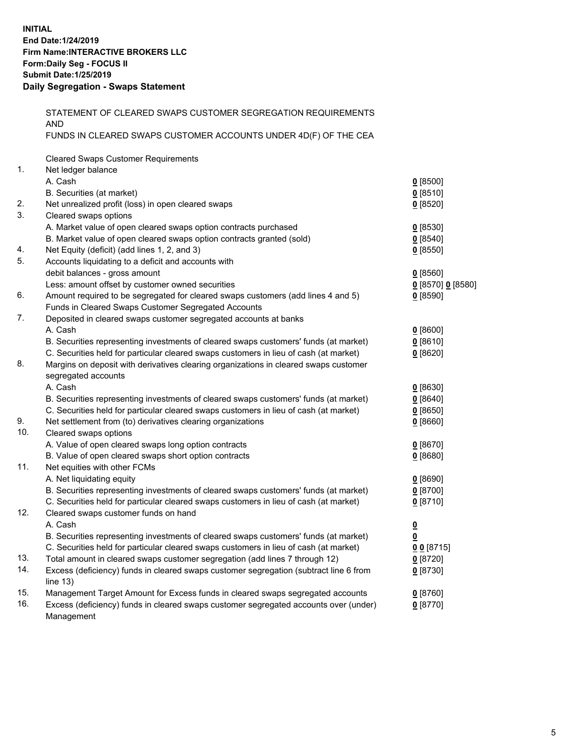**INITIAL**
**End Date:1/24/2019**
**Firm Name:INTERACTIVE BROKERS LLC**
**Form:Daily Seg - FOCUS II**
**Submit Date:1/25/2019**
**Daily Segregation - Swaps Statement**

STATEMENT OF CLEARED SWAPS CUSTOMER SEGREGATION REQUIREMENTS AND FUNDS IN CLEARED SWAPS CUSTOMER ACCOUNTS UNDER 4D(F) OF THE CEA

| | | |
|---|---|---|
| | Cleared Swaps Customer Requirements | |
| 1. | Net ledger balance | |
| | A. Cash | 0 [8500] |
| | B. Securities (at market) | 0 [8510] |
| 2. | Net unrealized profit (loss) in open cleared swaps | 0 [8520] |
| 3. | Cleared swaps options | |
| | A. Market value of open cleared swaps option contracts purchased | 0 [8530] |
| | B. Market value of open cleared swaps option contracts granted (sold) | 0 [8540] |
| 4. | Net Equity (deficit) (add lines 1, 2, and 3) | 0 [8550] |
| 5. | Accounts liquidating to a deficit and accounts with debit balances - gross amount | 0 [8560] |
| | Less: amount offset by customer owned securities | 0 [8570] 0 [8580] |
| 6. | Amount required to be segregated for cleared swaps customers (add lines 4 and 5) | 0 [8590] |
| | Funds in Cleared Swaps Customer Segregated Accounts | |
| 7. | Deposited in cleared swaps customer segregated accounts at banks | |
| | A. Cash | 0 [8600] |
| | B. Securities representing investments of cleared swaps customers' funds (at market) | 0 [8610] |
| | C. Securities held for particular cleared swaps customers in lieu of cash (at market) | 0 [8620] |
| 8. | Margins on deposit with derivatives clearing organizations in cleared swaps customer segregated accounts | |
| | A. Cash | 0 [8630] |
| | B. Securities representing investments of cleared swaps customers' funds (at market) | 0 [8640] |
| | C. Securities held for particular cleared swaps customers in lieu of cash (at market) | 0 [8650] |
| 9. | Net settlement from (to) derivatives clearing organizations | 0 [8660] |
| 10. | Cleared swaps options | |
| | A. Value of open cleared swaps long option contracts | 0 [8670] |
| | B. Value of open cleared swaps short option contracts | 0 [8680] |
| 11. | Net equities with other FCMs | |
| | A. Net liquidating equity | 0 [8690] |
| | B. Securities representing investments of cleared swaps customers' funds (at market) | 0 [8700] |
| | C. Securities held for particular cleared swaps customers in lieu of cash (at market) | 0 [8710] |
| 12. | Cleared swaps customer funds on hand | |
| | A. Cash | 0 |
| | B. Securities representing investments of cleared swaps customers' funds (at market) | 0 |
| | C. Securities held for particular cleared swaps customers in lieu of cash (at market) | 0 0 [8715] |
| 13. | Total amount in cleared swaps customer segregation (add lines 7 through 12) | 0 [8720] |
| 14. | Excess (deficiency) funds in cleared swaps customer segregation (subtract line 6 from line 13) | 0 [8730] |
| 15. | Management Target Amount for Excess funds in cleared swaps segregated accounts | 0 [8760] |
| 16. | Excess (deficiency) funds in cleared swaps customer segregated accounts over (under) Management | 0 [8770] |